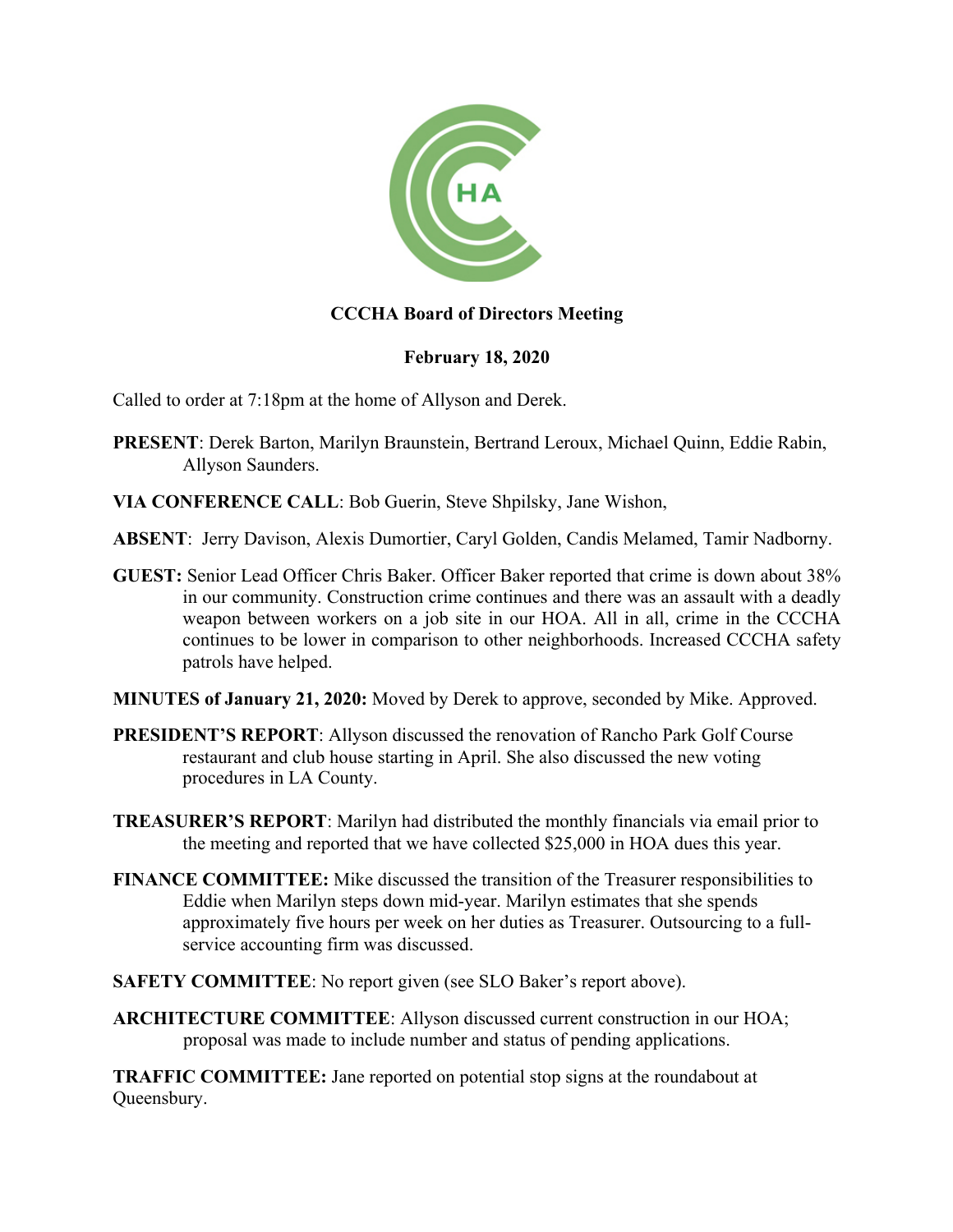**CCCHA Board of Directors Meeting**

**February 18, 2020**

Called to order at 7:18pm at the home of Allyson and Derek.

**PRESENT**: Derek Barton, Marilyn Braunstein, Bertrand Leroux, Michael Quinn, Eddie Rabin, Allyson Saunders.

**VIA CONFERENCE CALL**: Bob Guerin, Steve Shpilsky, Jane Wishon,

**ABSENT**: Jerry Davison, Alexis Dumortier, Caryl Golden, Candis Melamed, Tamir Nadborny.

**GUEST:** Senior Lead Officer Chris Baker. Officer Baker reported that crime is down about 38% in our community. Construction crime continues and there was an assault with a deadly weapon between workers on a job site in our HOA. All in all, crime in the CCCHA continues to be lower in comparison to other neighborhoods. Increased CCCHA safety patrols have helped.

**MINUTES of January 21, 2020:** Moved by Derek to approve, seconded by Mike. Approved.

**PRESIDENT'S REPORT**: Allyson discussed the renovation of Rancho Park Golf Course restaurant and club house starting in April. She also discussed the new voting procedures in LA County.

**TREASURER'S REPORT**: Marilyn had distributed the monthly financials via email prior to the meeting and reported that we have collected $25,000 in HOA dues this year.

**FINANCE COMMITTEE:** Mike discussed the transition of the Treasurer responsibilities to Eddie when Marilyn steps down mid-year. Marilyn estimates that she spends approximately five hours per week on her duties as Treasurer. Outsourcing to a full-service accounting firm was discussed.

**SAFETY COMMITTEE**: No report given (see SLO Baker's report above).

**ARCHITECTURE COMMITTEE**: Allyson discussed current construction in our HOA; proposal was made to include number and status of pending applications.

**TRAFFIC COMMITTEE:** Jane reported on potential stop signs at the roundabout at Queensbury.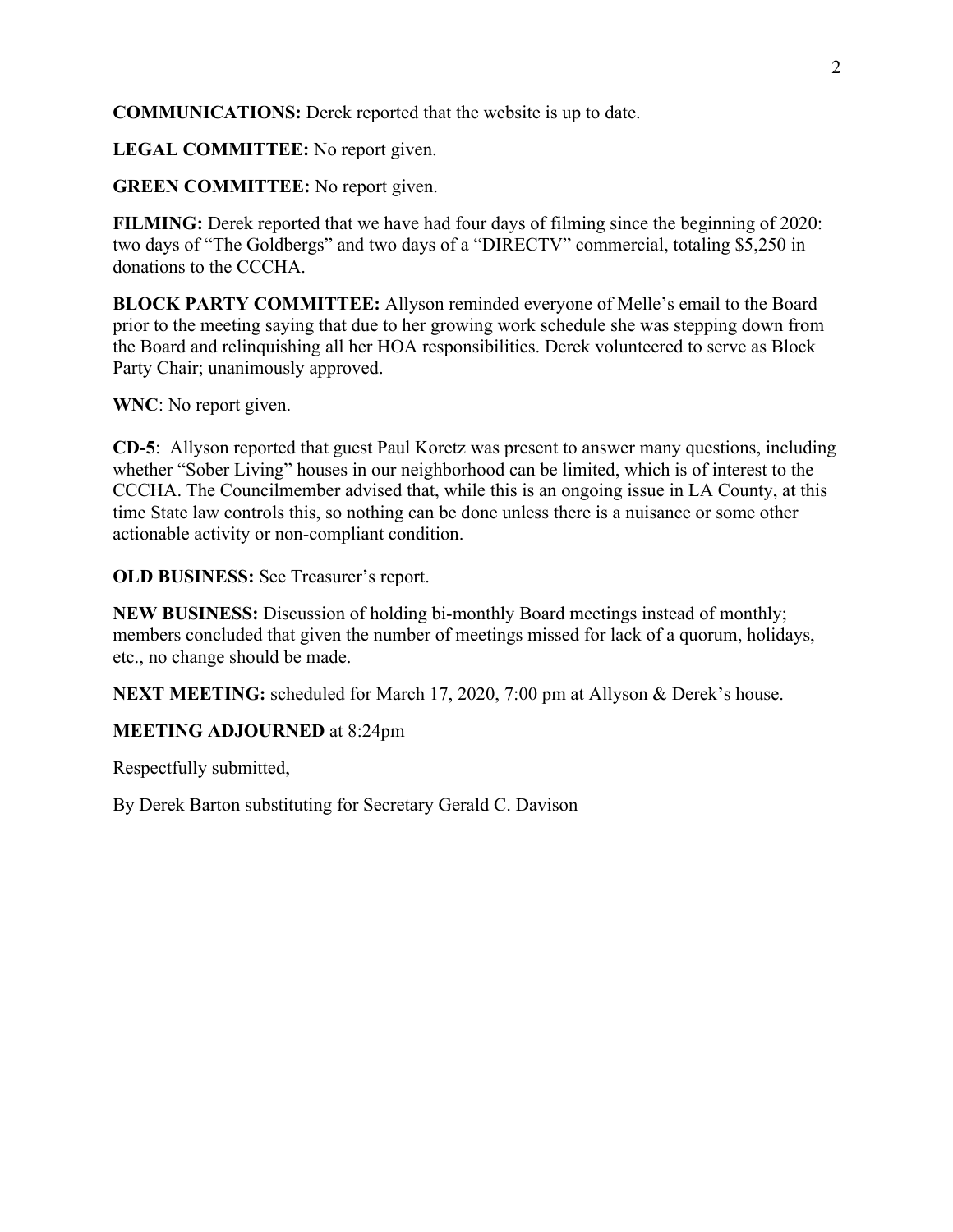**COMMUNICATIONS:** Derek reported that the website is up to date.

**LEGAL COMMITTEE:** No report given.

**GREEN COMMITTEE:** No report given.

**FILMING:** Derek reported that we have had four days of filming since the beginning of 2020: two days of "The Goldbergs" and two days of a "DIRECTV" commercial, totaling $5,250 in donations to the CCCHA.

**BLOCK PARTY COMMITTEE:** Allyson reminded everyone of Melle's email to the Board prior to the meeting saying that due to her growing work schedule she was stepping down from the Board and relinquishing all her HOA responsibilities. Derek volunteered to serve as Block Party Chair; unanimously approved.

**WNC**: No report given.

**CD-5**: Allyson reported that guest Paul Koretz was present to answer many questions, including whether "Sober Living" houses in our neighborhood can be limited, which is of interest to the CCCHA. The Councilmember advised that, while this is an ongoing issue in LA County, at this time State law controls this, so nothing can be done unless there is a nuisance or some other actionable activity or non-compliant condition.

**OLD BUSINESS:** See Treasurer's report.

**NEW BUSINESS:** Discussion of holding bi-monthly Board meetings instead of monthly; members concluded that given the number of meetings missed for lack of a quorum, holidays, etc., no change should be made.

**NEXT MEETING:** scheduled for March 17, 2020, 7:00 pm at Allyson & Derek's house.

**MEETING ADJOURNED** at 8:24pm

Respectfully submitted,

By Derek Barton substituting for Secretary Gerald C. Davison